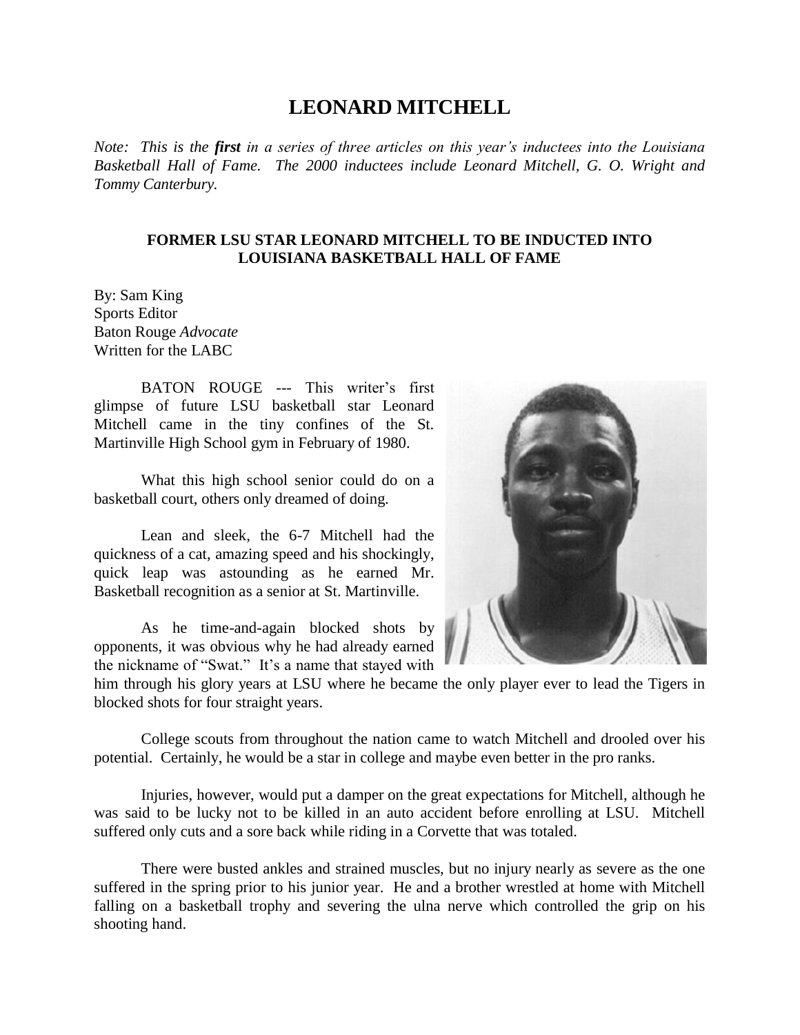# LEONARD MITCHELL

*Note: This is the **first** in a series of three articles on this year's inductees into the Louisiana Basketball Hall of Fame. The 2000 inductees include Leonard Mitchell, G. O. Wright and Tommy Canterbury.*

### FORMER LSU STAR LEONARD MITCHELL TO BE INDUCTED INTO LOUISIANA BASKETBALL HALL OF FAME

By: Sam King
Sports Editor
Baton Rouge *Advocate*
Written for the LABC

BATON ROUGE --- This writer's first glimpse of future LSU basketball star Leonard Mitchell came in the tiny confines of the St. Martinville High School gym in February of 1980.

What this high school senior could do on a basketball court, others only dreamed of doing.

Lean and sleek, the 6-7 Mitchell had the quickness of a cat, amazing speed and his shockingly, quick leap was astounding as he earned Mr. Basketball recognition as a senior at St. Martinville.

As he time-and-again blocked shots by opponents, it was obvious why he had already earned the nickname of "Swat." It's a name that stayed with him through his glory years at LSU where he became the only player ever to lead the Tigers in blocked shots for four straight years.

College scouts from throughout the nation came to watch Mitchell and drooled over his potential. Certainly, he would be a star in college and maybe even better in the pro ranks.

Injuries, however, would put a damper on the great expectations for Mitchell, although he was said to be lucky not to be killed in an auto accident before enrolling at LSU. Mitchell suffered only cuts and a sore back while riding in a Corvette that was totaled.

There were busted ankles and strained muscles, but no injury nearly as severe as the one suffered in the spring prior to his junior year. He and a brother wrestled at home with Mitchell falling on a basketball trophy and severing the ulna nerve which controlled the grip on his shooting hand.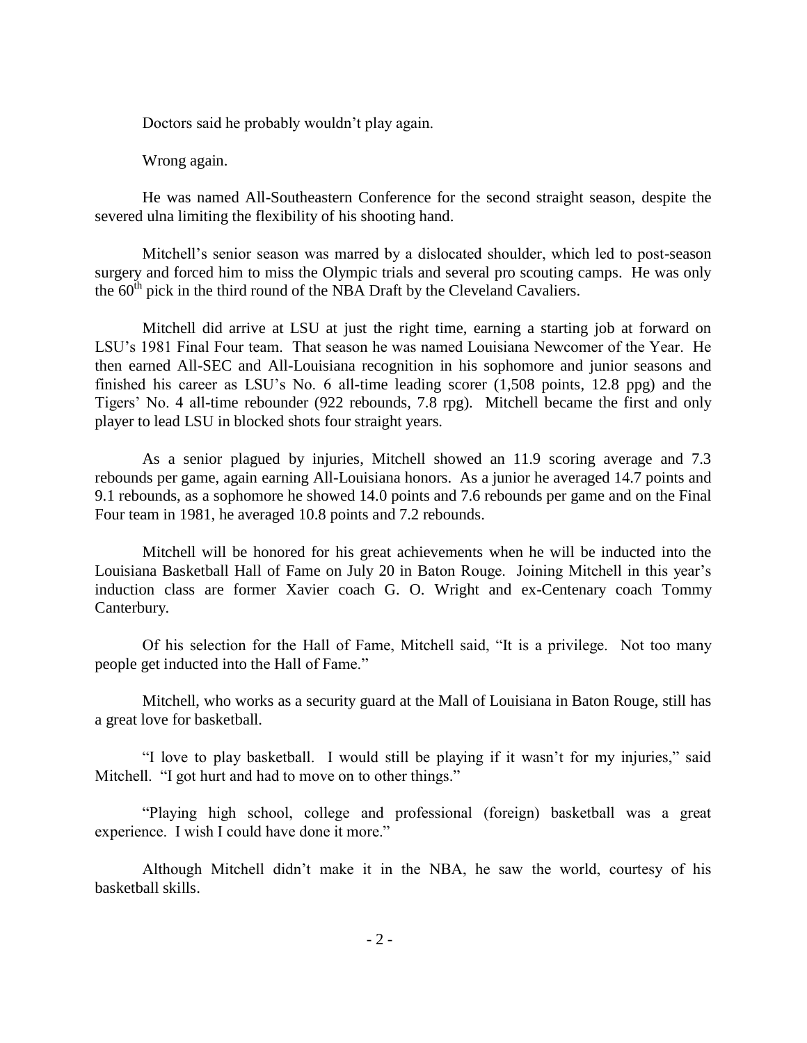Doctors said he probably wouldn't play again.

Wrong again.

He was named All-Southeastern Conference for the second straight season, despite the severed ulna limiting the flexibility of his shooting hand.

Mitchell's senior season was marred by a dislocated shoulder, which led to post-season surgery and forced him to miss the Olympic trials and several pro scouting camps. He was only the 60th pick in the third round of the NBA Draft by the Cleveland Cavaliers.

Mitchell did arrive at LSU at just the right time, earning a starting job at forward on LSU's 1981 Final Four team. That season he was named Louisiana Newcomer of the Year. He then earned All-SEC and All-Louisiana recognition in his sophomore and junior seasons and finished his career as LSU's No. 6 all-time leading scorer (1,508 points, 12.8 ppg) and the Tigers' No. 4 all-time rebounder (922 rebounds, 7.8 rpg). Mitchell became the first and only player to lead LSU in blocked shots four straight years.

As a senior plagued by injuries, Mitchell showed an 11.9 scoring average and 7.3 rebounds per game, again earning All-Louisiana honors. As a junior he averaged 14.7 points and 9.1 rebounds, as a sophomore he showed 14.0 points and 7.6 rebounds per game and on the Final Four team in 1981, he averaged 10.8 points and 7.2 rebounds.

Mitchell will be honored for his great achievements when he will be inducted into the Louisiana Basketball Hall of Fame on July 20 in Baton Rouge. Joining Mitchell in this year's induction class are former Xavier coach G. O. Wright and ex-Centenary coach Tommy Canterbury.

Of his selection for the Hall of Fame, Mitchell said, "It is a privilege. Not too many people get inducted into the Hall of Fame."

Mitchell, who works as a security guard at the Mall of Louisiana in Baton Rouge, still has a great love for basketball.

"I love to play basketball. I would still be playing if it wasn't for my injuries," said Mitchell. "I got hurt and had to move on to other things."

"Playing high school, college and professional (foreign) basketball was a great experience. I wish I could have done it more."

Although Mitchell didn't make it in the NBA, he saw the world, courtesy of his basketball skills.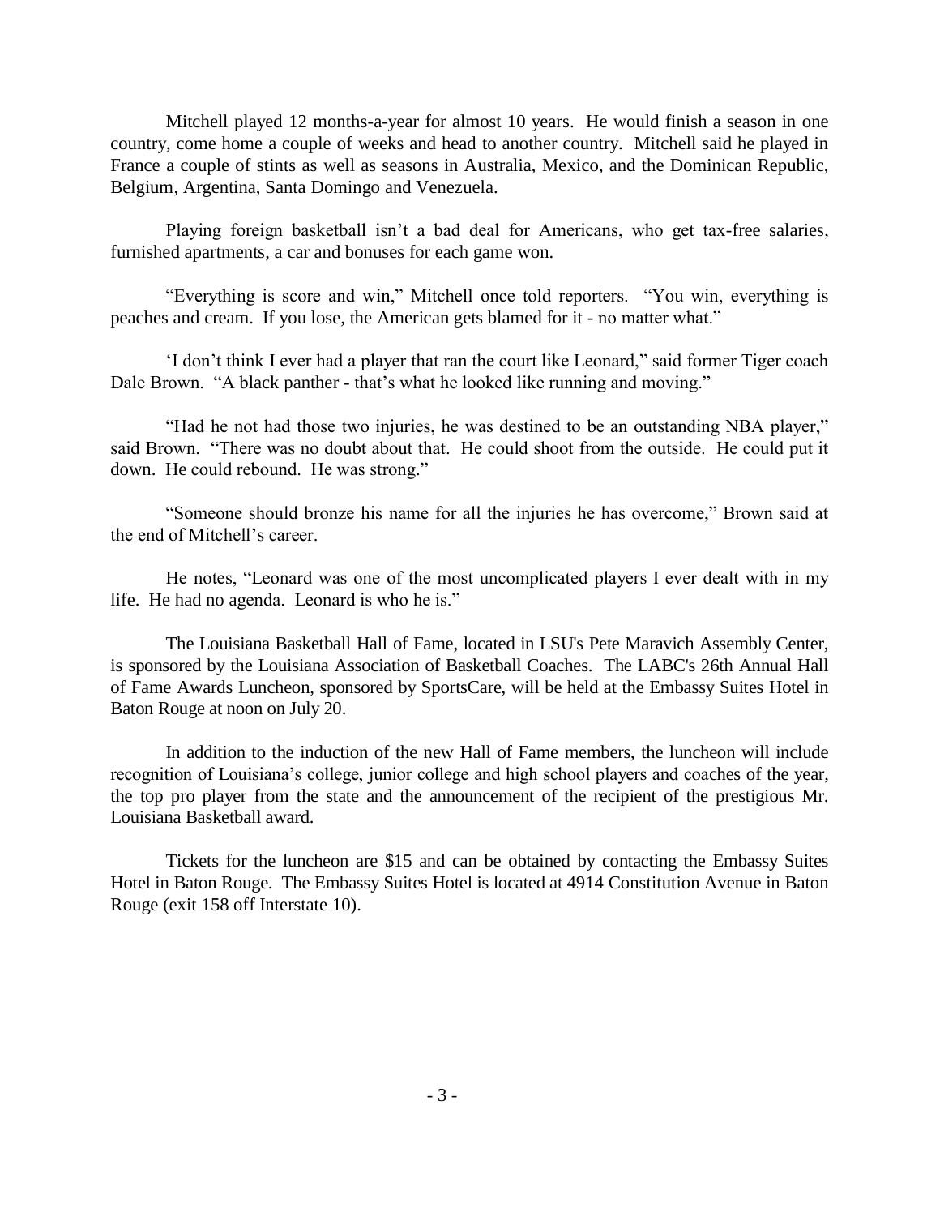Mitchell played 12 months-a-year for almost 10 years. He would finish a season in one country, come home a couple of weeks and head to another country. Mitchell said he played in France a couple of stints as well as seasons in Australia, Mexico, and the Dominican Republic, Belgium, Argentina, Santa Domingo and Venezuela.

Playing foreign basketball isn't a bad deal for Americans, who get tax-free salaries, furnished apartments, a car and bonuses for each game won.

"Everything is score and win," Mitchell once told reporters. "You win, everything is peaches and cream. If you lose, the American gets blamed for it - no matter what."

'I don't think I ever had a player that ran the court like Leonard," said former Tiger coach Dale Brown. "A black panther - that's what he looked like running and moving."

"Had he not had those two injuries, he was destined to be an outstanding NBA player," said Brown. "There was no doubt about that. He could shoot from the outside. He could put it down. He could rebound. He was strong."

"Someone should bronze his name for all the injuries he has overcome," Brown said at the end of Mitchell's career.

He notes, "Leonard was one of the most uncomplicated players I ever dealt with in my life. He had no agenda. Leonard is who he is."

The Louisiana Basketball Hall of Fame, located in LSU's Pete Maravich Assembly Center, is sponsored by the Louisiana Association of Basketball Coaches. The LABC's 26th Annual Hall of Fame Awards Luncheon, sponsored by SportsCare, will be held at the Embassy Suites Hotel in Baton Rouge at noon on July 20.

In addition to the induction of the new Hall of Fame members, the luncheon will include recognition of Louisiana's college, junior college and high school players and coaches of the year, the top pro player from the state and the announcement of the recipient of the prestigious Mr. Louisiana Basketball award.

Tickets for the luncheon are $15 and can be obtained by contacting the Embassy Suites Hotel in Baton Rouge. The Embassy Suites Hotel is located at 4914 Constitution Avenue in Baton Rouge (exit 158 off Interstate 10).